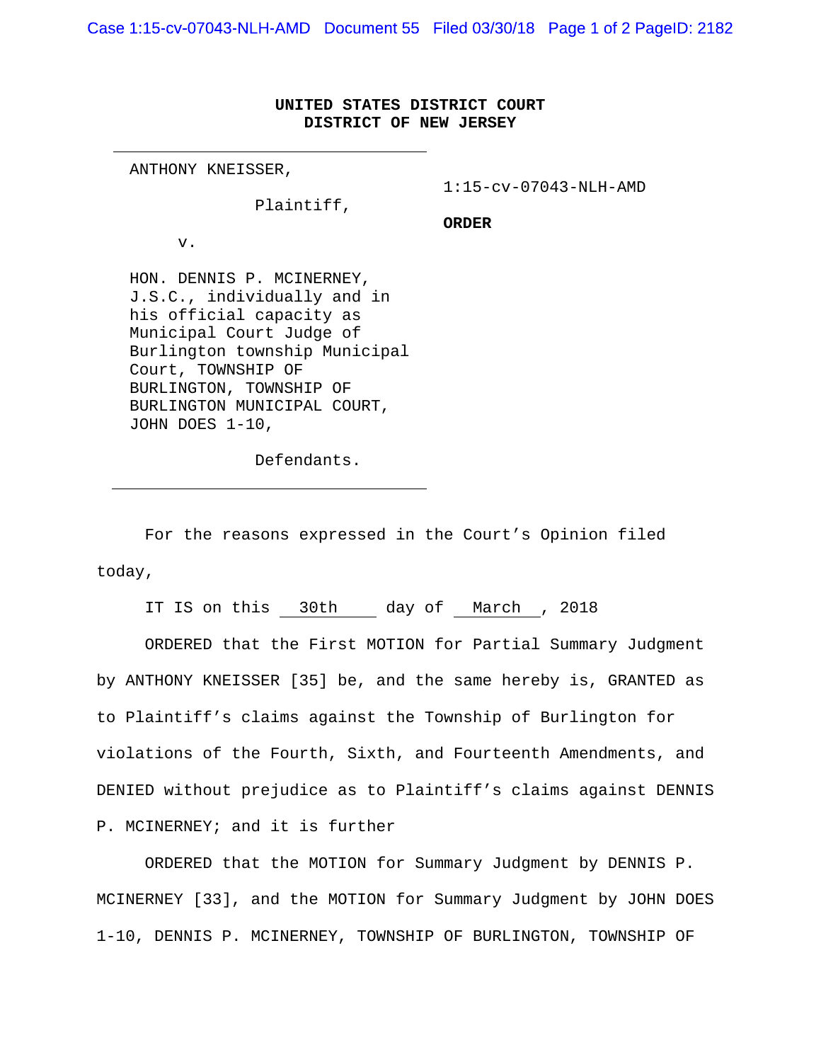**UNITED STATES DISTRICT COURT**
**DISTRICT OF NEW JERSEY**

ANTHONY KNEISSER,

Plaintiff,

v.

HON. DENNIS P. MCINERNEY, J.S.C., individually and in his official capacity as Municipal Court Judge of Burlington township Municipal Court, TOWNSHIP OF BURLINGTON, TOWNSHIP OF BURLINGTON MUNICIPAL COURT, JOHN DOES 1-10,

Defendants.

1:15-cv-07043-NLH-AMD

**ORDER**

For the reasons expressed in the Court's Opinion filed today,

IT IS on this 30th day of March, 2018

ORDERED that the First MOTION for Partial Summary Judgment by ANTHONY KNEISSER [35] be, and the same hereby is, GRANTED as to Plaintiff's claims against the Township of Burlington for violations of the Fourth, Sixth, and Fourteenth Amendments, and DENIED without prejudice as to Plaintiff's claims against DENNIS P. MCINERNEY; and it is further

ORDERED that the MOTION for Summary Judgment by DENNIS P. MCINERNEY [33], and the MOTION for Summary Judgment by JOHN DOES 1-10, DENNIS P. MCINERNEY, TOWNSHIP OF BURLINGTON, TOWNSHIP OF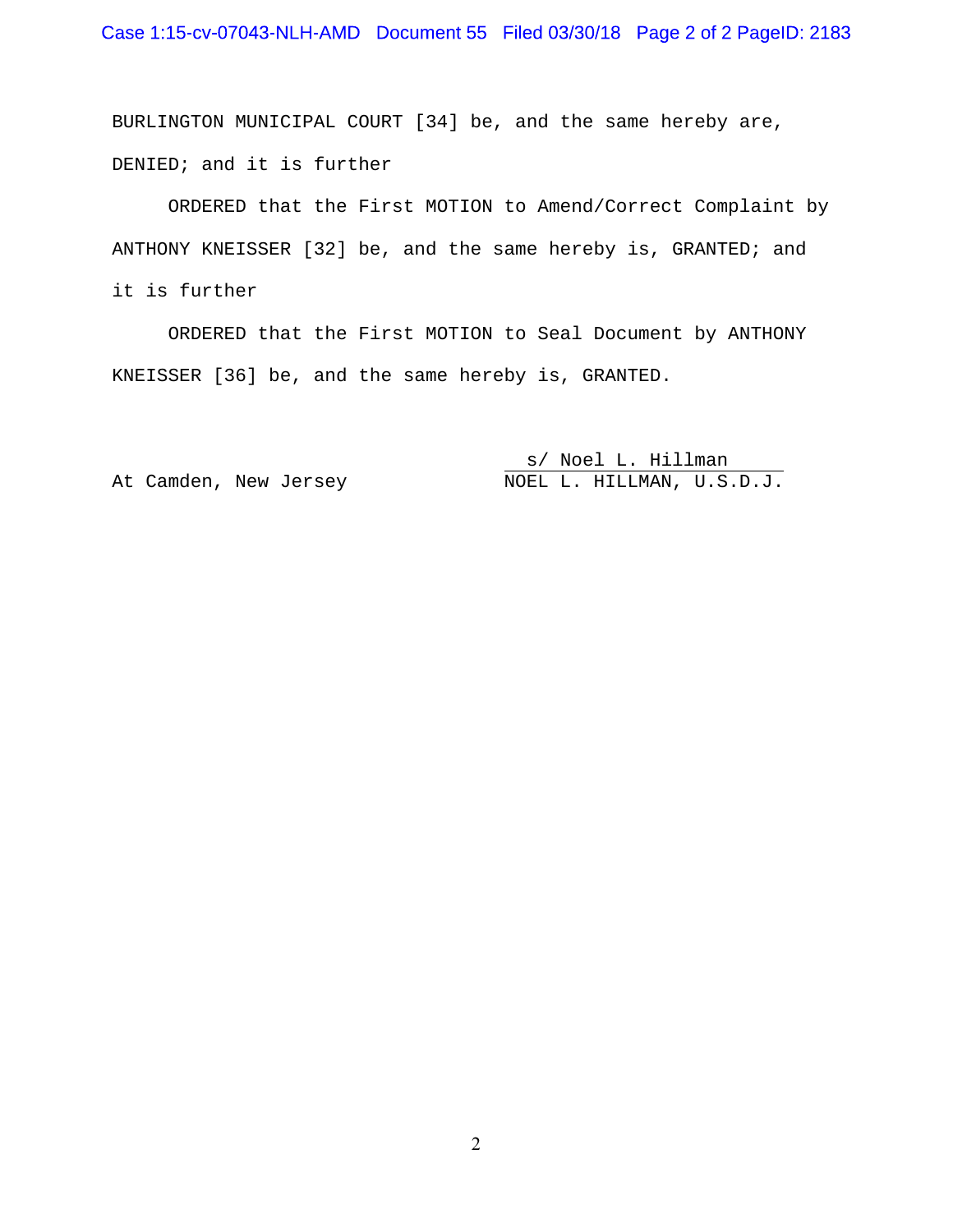BURLINGTON MUNICIPAL COURT [34] be, and the same hereby are, DENIED; and it is further

ORDERED that the First MOTION to Amend/Correct Complaint by ANTHONY KNEISSER [32] be, and the same hereby is, GRANTED; and it is further

ORDERED that the First MOTION to Seal Document by ANTHONY KNEISSER [36] be, and the same hereby is, GRANTED.

At Camden, New Jersey

s/ Noel L. Hillman
NOEL L. HILLMAN, U.S.D.J.